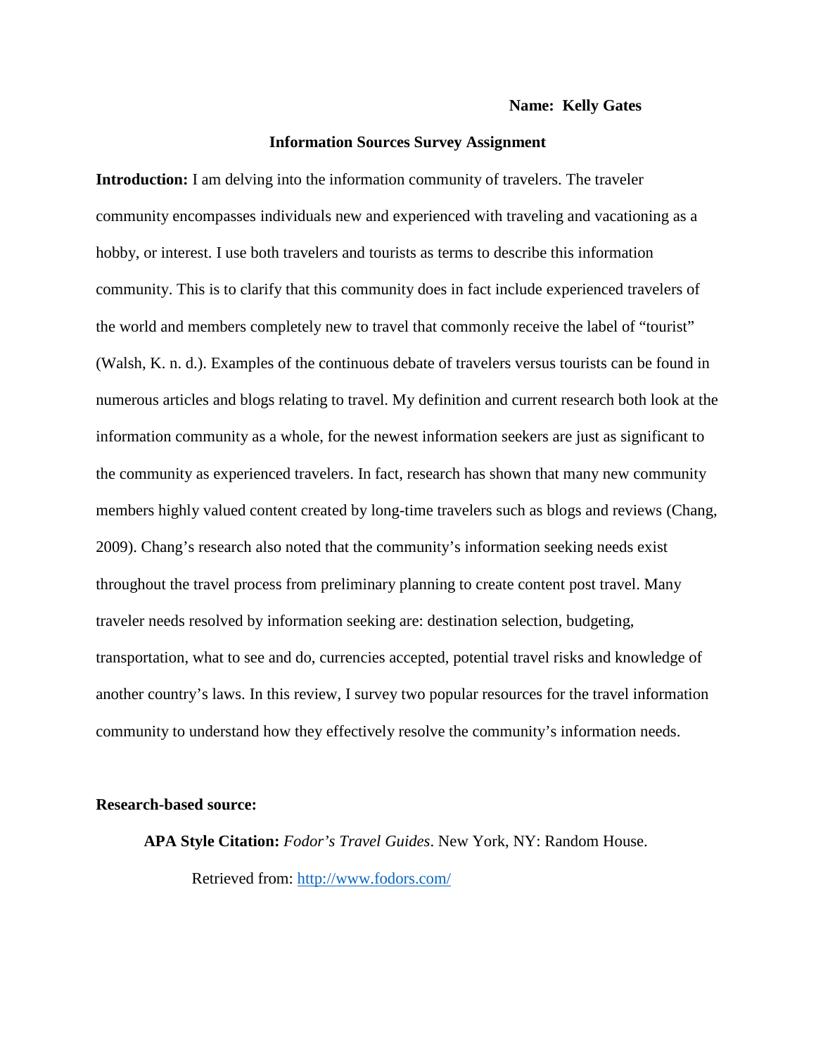**Name: Kelly Gates**

**Information Sources Survey Assignment**

**Introduction:** I am delving into the information community of travelers. The traveler community encompasses individuals new and experienced with traveling and vacationing as a hobby, or interest. I use both travelers and tourists as terms to describe this information community. This is to clarify that this community does in fact include experienced travelers of the world and members completely new to travel that commonly receive the label of "tourist" (Walsh, K. n. d.). Examples of the continuous debate of travelers versus tourists can be found in numerous articles and blogs relating to travel. My definition and current research both look at the information community as a whole, for the newest information seekers are just as significant to the community as experienced travelers. In fact, research has shown that many new community members highly valued content created by long-time travelers such as blogs and reviews (Chang, 2009). Chang's research also noted that the community's information seeking needs exist throughout the travel process from preliminary planning to create content post travel. Many traveler needs resolved by information seeking are: destination selection, budgeting, transportation, what to see and do, currencies accepted, potential travel risks and knowledge of another country's laws. In this review, I survey two popular resources for the travel information community to understand how they effectively resolve the community's information needs.

**Research-based source:**

**APA Style Citation:** *Fodor's Travel Guides*. New York, NY: Random House.

Retrieved from: [http://www.fodors.com/](http://www.fodors.com/)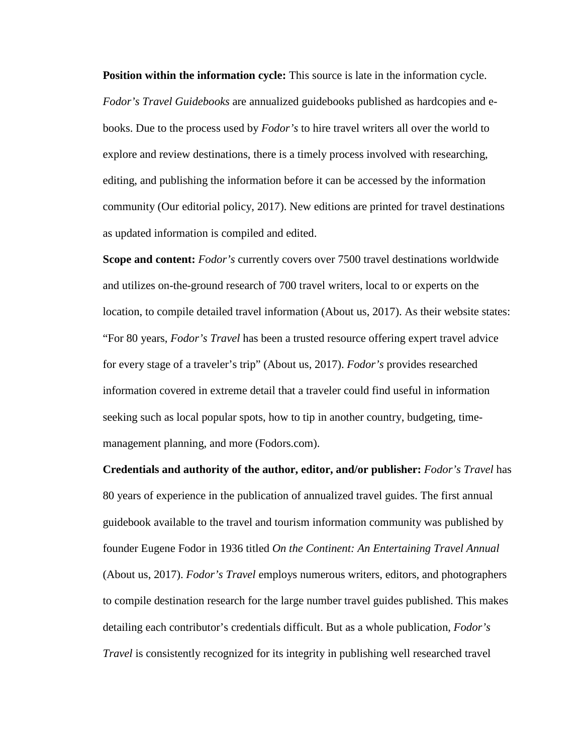**Position within the information cycle:** This source is late in the information cycle. *Fodor's Travel Guidebooks* are annualized guidebooks published as hardcopies and e-books. Due to the process used by *Fodor's* to hire travel writers all over the world to explore and review destinations, there is a timely process involved with researching, editing, and publishing the information before it can be accessed by the information community (Our editorial policy, 2017). New editions are printed for travel destinations as updated information is compiled and edited.

**Scope and content:** *Fodor's* currently covers over 7500 travel destinations worldwide and utilizes on-the-ground research of 700 travel writers, local to or experts on the location, to compile detailed travel information (About us, 2017). As their website states: "For 80 years, *Fodor's Travel* has been a trusted resource offering expert travel advice for every stage of a traveler's trip" (About us, 2017). *Fodor's* provides researched information covered in extreme detail that a traveler could find useful in information seeking such as local popular spots, how to tip in another country, budgeting, time-management planning, and more (Fodors.com).

**Credentials and authority of the author, editor, and/or publisher:** *Fodor's Travel* has 80 years of experience in the publication of annualized travel guides. The first annual guidebook available to the travel and tourism information community was published by founder Eugene Fodor in 1936 titled *On the Continent: An Entertaining Travel Annual* (About us, 2017). *Fodor's Travel* employs numerous writers, editors, and photographers to compile destination research for the large number travel guides published. This makes detailing each contributor's credentials difficult. But as a whole publication, *Fodor's Travel* is consistently recognized for its integrity in publishing well researched travel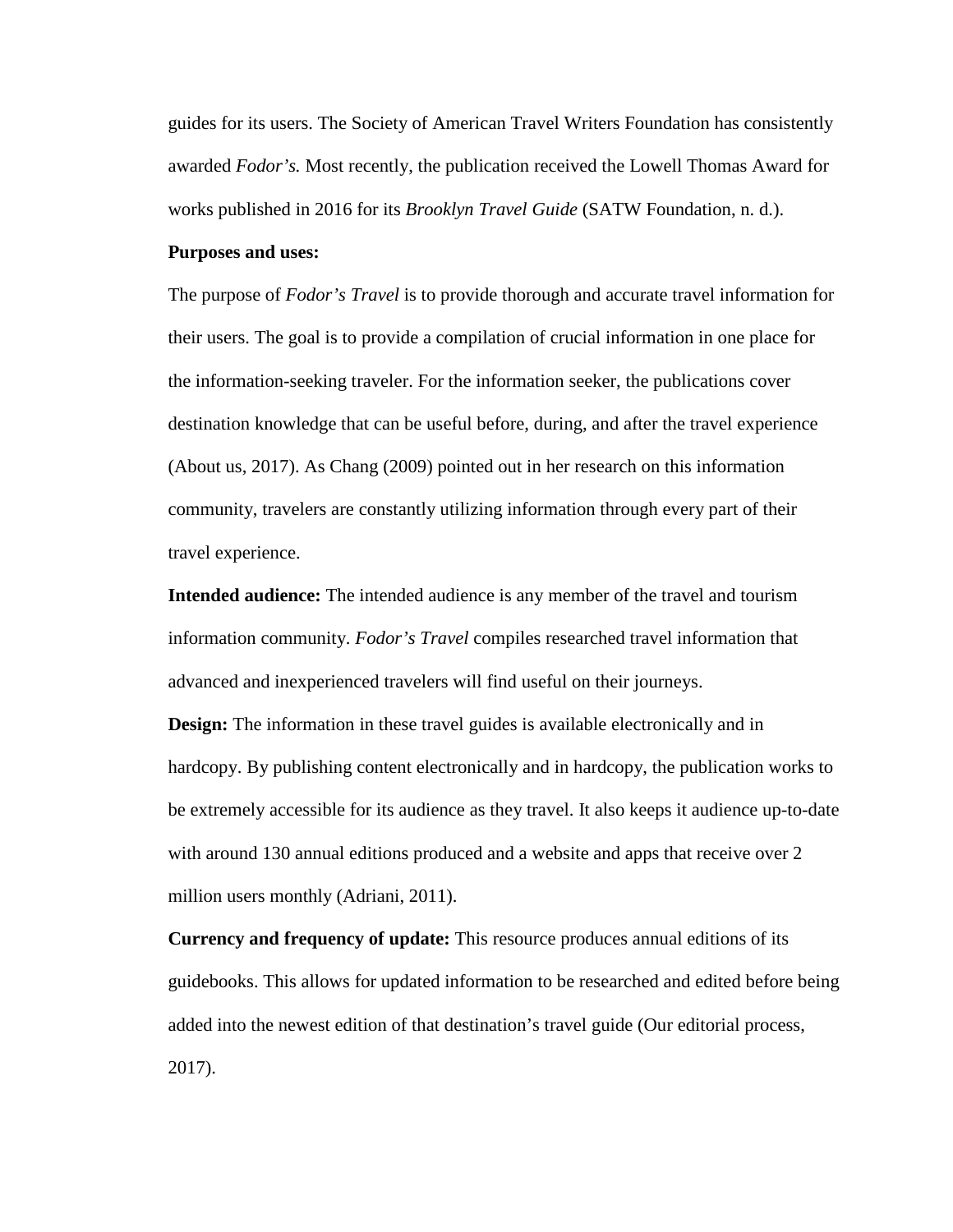guides for its users. The Society of American Travel Writers Foundation has consistently awarded *Fodor's.* Most recently, the publication received the Lowell Thomas Award for works published in 2016 for its *Brooklyn Travel Guide* (SATW Foundation, n. d.).

**Purposes and uses:**

The purpose of *Fodor's Travel* is to provide thorough and accurate travel information for their users. The goal is to provide a compilation of crucial information in one place for the information-seeking traveler. For the information seeker, the publications cover destination knowledge that can be useful before, during, and after the travel experience (About us, 2017). As Chang (2009) pointed out in her research on this information community, travelers are constantly utilizing information through every part of their travel experience.

**Intended audience:** The intended audience is any member of the travel and tourism information community. *Fodor's Travel* compiles researched travel information that advanced and inexperienced travelers will find useful on their journeys.

**Design:** The information in these travel guides is available electronically and in hardcopy. By publishing content electronically and in hardcopy, the publication works to be extremely accessible for its audience as they travel. It also keeps it audience up-to-date with around 130 annual editions produced and a website and apps that receive over 2 million users monthly (Adriani, 2011).

**Currency and frequency of update:** This resource produces annual editions of its guidebooks. This allows for updated information to be researched and edited before being added into the newest edition of that destination's travel guide (Our editorial process, 2017).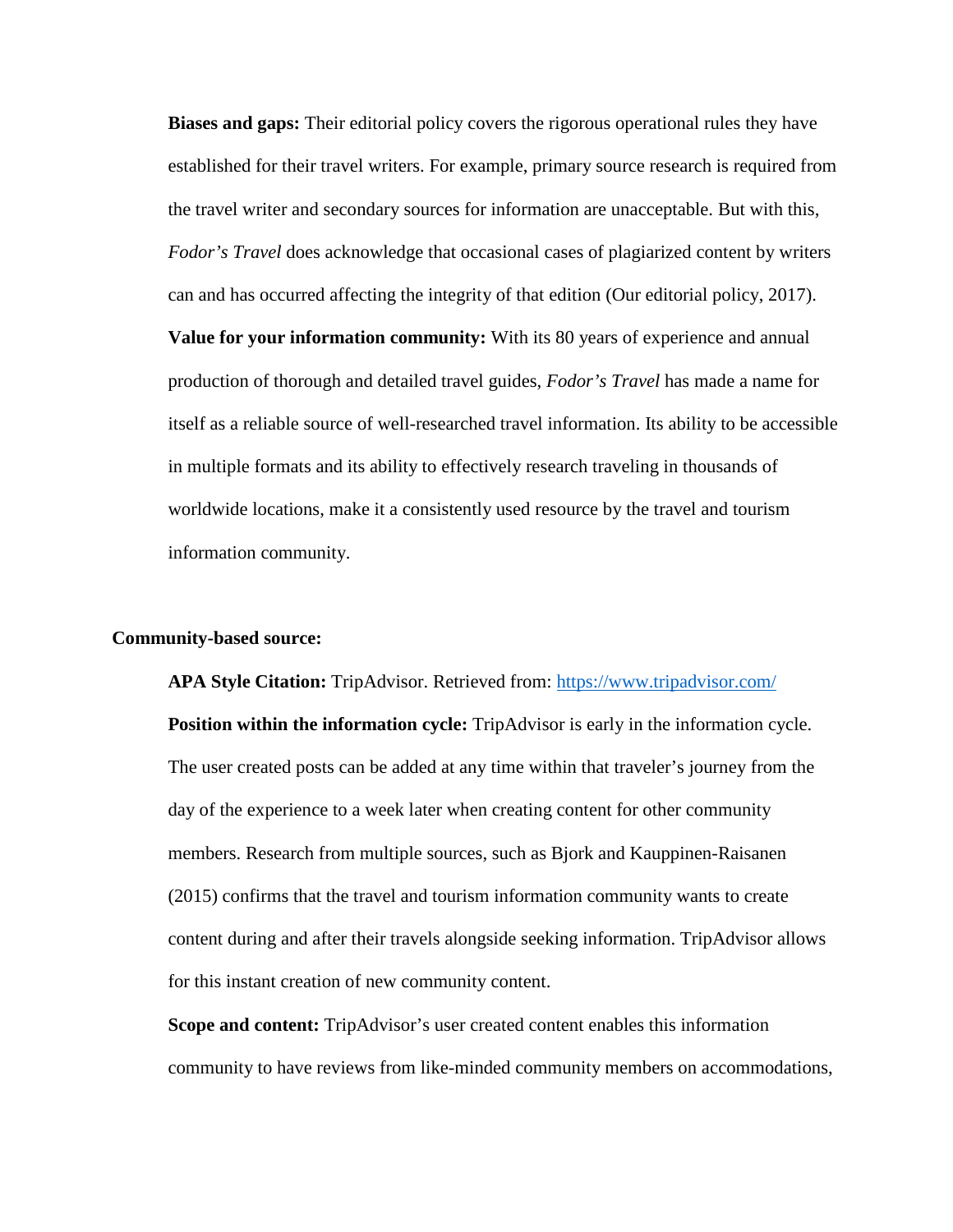**Biases and gaps:** Their editorial policy covers the rigorous operational rules they have established for their travel writers. For example, primary source research is required from the travel writer and secondary sources for information are unacceptable. But with this, *Fodor's Travel* does acknowledge that occasional cases of plagiarized content by writers can and has occurred affecting the integrity of that edition (Our editorial policy, 2017).

**Value for your information community:** With its 80 years of experience and annual production of thorough and detailed travel guides, *Fodor's Travel* has made a name for itself as a reliable source of well-researched travel information. Its ability to be accessible in multiple formats and its ability to effectively research traveling in thousands of worldwide locations, make it a consistently used resource by the travel and tourism information community.

**Community-based source:**

**APA Style Citation:** TripAdvisor. Retrieved from: https://www.tripadvisor.com/

**Position within the information cycle:** TripAdvisor is early in the information cycle. The user created posts can be added at any time within that traveler's journey from the day of the experience to a week later when creating content for other community members. Research from multiple sources, such as Bjork and Kauppinen-Raisanen (2015) confirms that the travel and tourism information community wants to create content during and after their travels alongside seeking information. TripAdvisor allows for this instant creation of new community content.

**Scope and content:** TripAdvisor's user created content enables this information community to have reviews from like-minded community members on accommodations,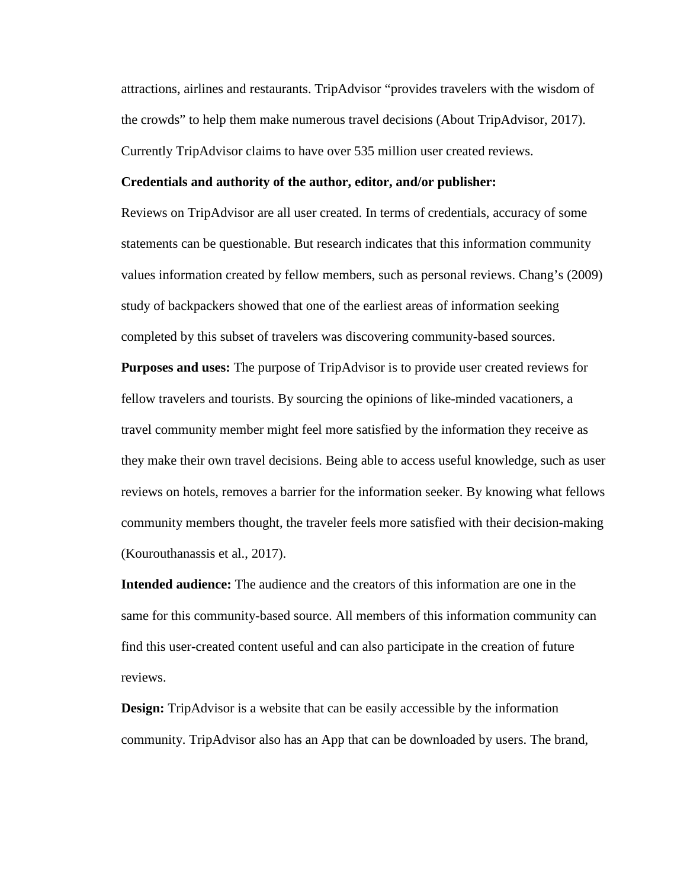attractions, airlines and restaurants. TripAdvisor "provides travelers with the wisdom of the crowds" to help them make numerous travel decisions (About TripAdvisor, 2017). Currently TripAdvisor claims to have over 535 million user created reviews.

**Credentials and authority of the author, editor, and/or publisher:**

Reviews on TripAdvisor are all user created. In terms of credentials, accuracy of some statements can be questionable. But research indicates that this information community values information created by fellow members, such as personal reviews. Chang's (2009) study of backpackers showed that one of the earliest areas of information seeking completed by this subset of travelers was discovering community-based sources.

**Purposes and uses:** The purpose of TripAdvisor is to provide user created reviews for fellow travelers and tourists. By sourcing the opinions of like-minded vacationers, a travel community member might feel more satisfied by the information they receive as they make their own travel decisions. Being able to access useful knowledge, such as user reviews on hotels, removes a barrier for the information seeker. By knowing what fellows community members thought, the traveler feels more satisfied with their decision-making (Kourouthanassis et al., 2017).

**Intended audience:** The audience and the creators of this information are one in the same for this community-based source. All members of this information community can find this user-created content useful and can also participate in the creation of future reviews.

**Design:** TripAdvisor is a website that can be easily accessible by the information community. TripAdvisor also has an App that can be downloaded by users. The brand,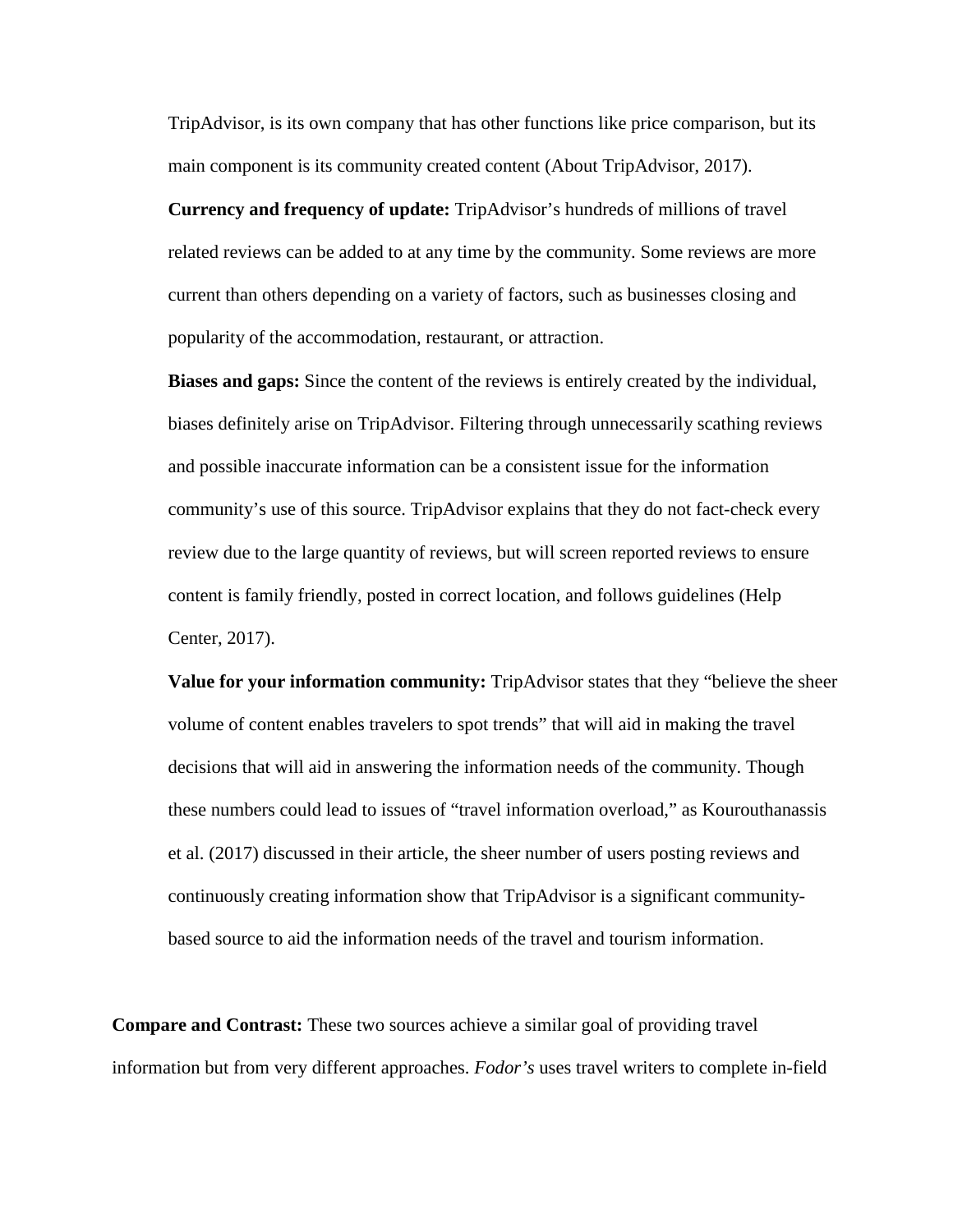TripAdvisor, is its own company that has other functions like price comparison, but its main component is its community created content (About TripAdvisor, 2017).

**Currency and frequency of update:** TripAdvisor's hundreds of millions of travel related reviews can be added to at any time by the community. Some reviews are more current than others depending on a variety of factors, such as businesses closing and popularity of the accommodation, restaurant, or attraction.

**Biases and gaps:** Since the content of the reviews is entirely created by the individual, biases definitely arise on TripAdvisor. Filtering through unnecessarily scathing reviews and possible inaccurate information can be a consistent issue for the information community's use of this source. TripAdvisor explains that they do not fact-check every review due to the large quantity of reviews, but will screen reported reviews to ensure content is family friendly, posted in correct location, and follows guidelines (Help Center, 2017).

**Value for your information community:** TripAdvisor states that they "believe the sheer volume of content enables travelers to spot trends" that will aid in making the travel decisions that will aid in answering the information needs of the community. Though these numbers could lead to issues of "travel information overload," as Kourouthanassis et al. (2017) discussed in their article, the sheer number of users posting reviews and continuously creating information show that TripAdvisor is a significant community-based source to aid the information needs of the travel and tourism information.

**Compare and Contrast:** These two sources achieve a similar goal of providing travel information but from very different approaches. *Fodor's* uses travel writers to complete in-field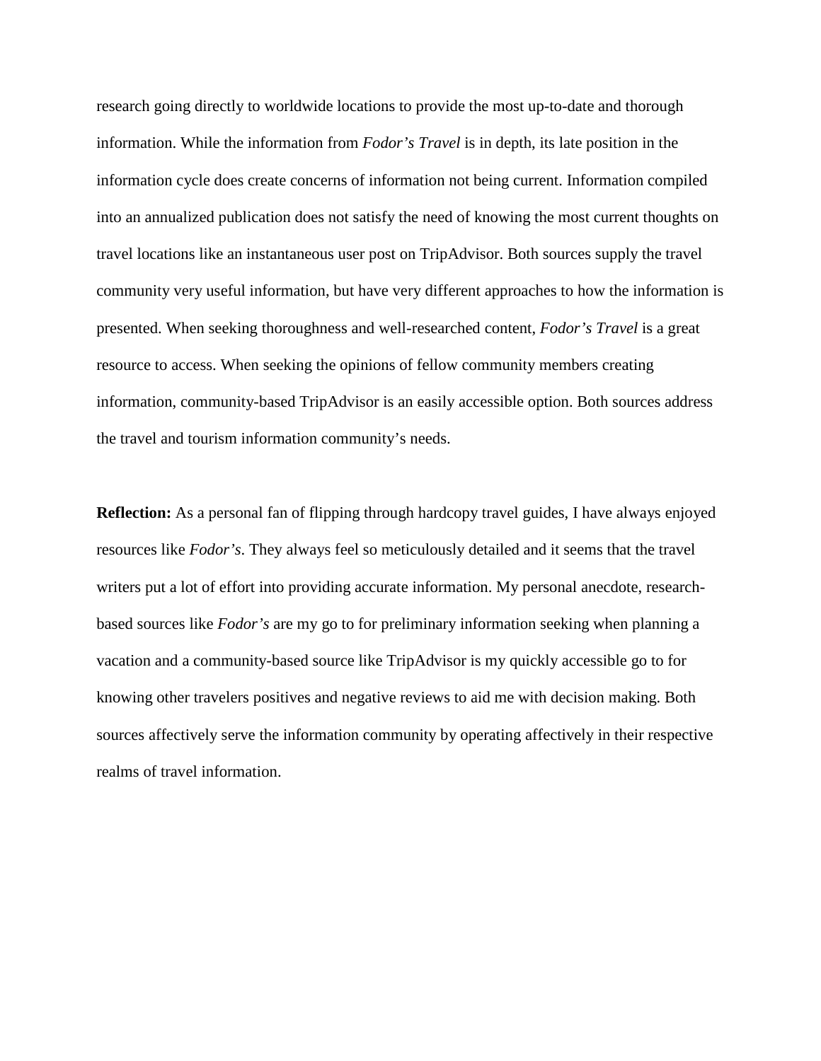research going directly to worldwide locations to provide the most up-to-date and thorough information. While the information from *Fodor's Travel* is in depth, its late position in the information cycle does create concerns of information not being current. Information compiled into an annualized publication does not satisfy the need of knowing the most current thoughts on travel locations like an instantaneous user post on TripAdvisor. Both sources supply the travel community very useful information, but have very different approaches to how the information is presented. When seeking thoroughness and well-researched content, *Fodor's Travel* is a great resource to access. When seeking the opinions of fellow community members creating information, community-based TripAdvisor is an easily accessible option. Both sources address the travel and tourism information community's needs.

**Reflection:** As a personal fan of flipping through hardcopy travel guides, I have always enjoyed resources like *Fodor's*. They always feel so meticulously detailed and it seems that the travel writers put a lot of effort into providing accurate information. My personal anecdote, research-based sources like *Fodor's* are my go to for preliminary information seeking when planning a vacation and a community-based source like TripAdvisor is my quickly accessible go to for knowing other travelers positives and negative reviews to aid me with decision making. Both sources affectively serve the information community by operating affectively in their respective realms of travel information.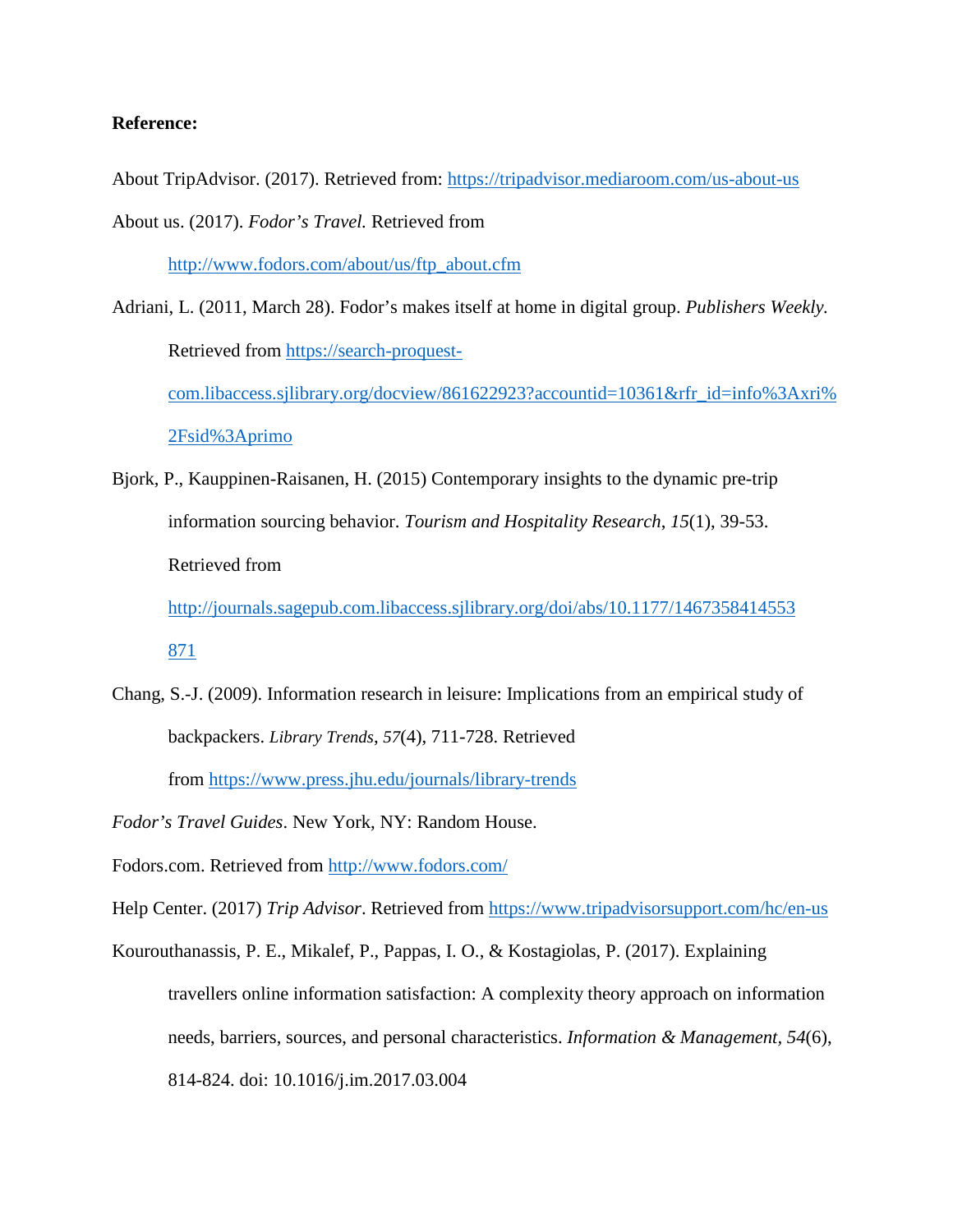**Reference:**

About TripAdvisor. (2017). Retrieved from: https://tripadvisor.mediaroom.com/us-about-us

About us. (2017). *Fodor's Travel.* Retrieved from http://www.fodors.com/about/us/ftp_about.cfm

Adriani, L. (2011, March 28). Fodor's makes itself at home in digital group. *Publishers Weekly.* Retrieved from https://search-proquest-com.libaccess.sjlibrary.org/docview/861622923?accountid=10361&rfr_id=info%3Axri%2Fsid%3Aprimo

Bjork, P., Kauppinen-Raisanen, H. (2015) Contemporary insights to the dynamic pre-trip information sourcing behavior. *Tourism and Hospitality Research*, *15*(1), 39-53. Retrieved from http://journals.sagepub.com.libaccess.sjlibrary.org/doi/abs/10.1177/1467358414553871

Chang, S.-J. (2009). Information research in leisure: Implications from an empirical study of backpackers. *Library Trends*, *57*(4), 711-728. Retrieved from https://www.press.jhu.edu/journals/library-trends

*Fodor's Travel Guides*. New York, NY: Random House.

Fodors.com. Retrieved from http://www.fodors.com/

Help Center. (2017) *Trip Advisor*. Retrieved from https://www.tripadvisorsupport.com/hc/en-us

Kourouthanassis, P. E., Mikalef, P., Pappas, I. O., & Kostagiolas, P. (2017). Explaining travellers online information satisfaction: A complexity theory approach on information needs, barriers, sources, and personal characteristics. *Information & Management*, *54*(6), 814-824. doi: 10.1016/j.im.2017.03.004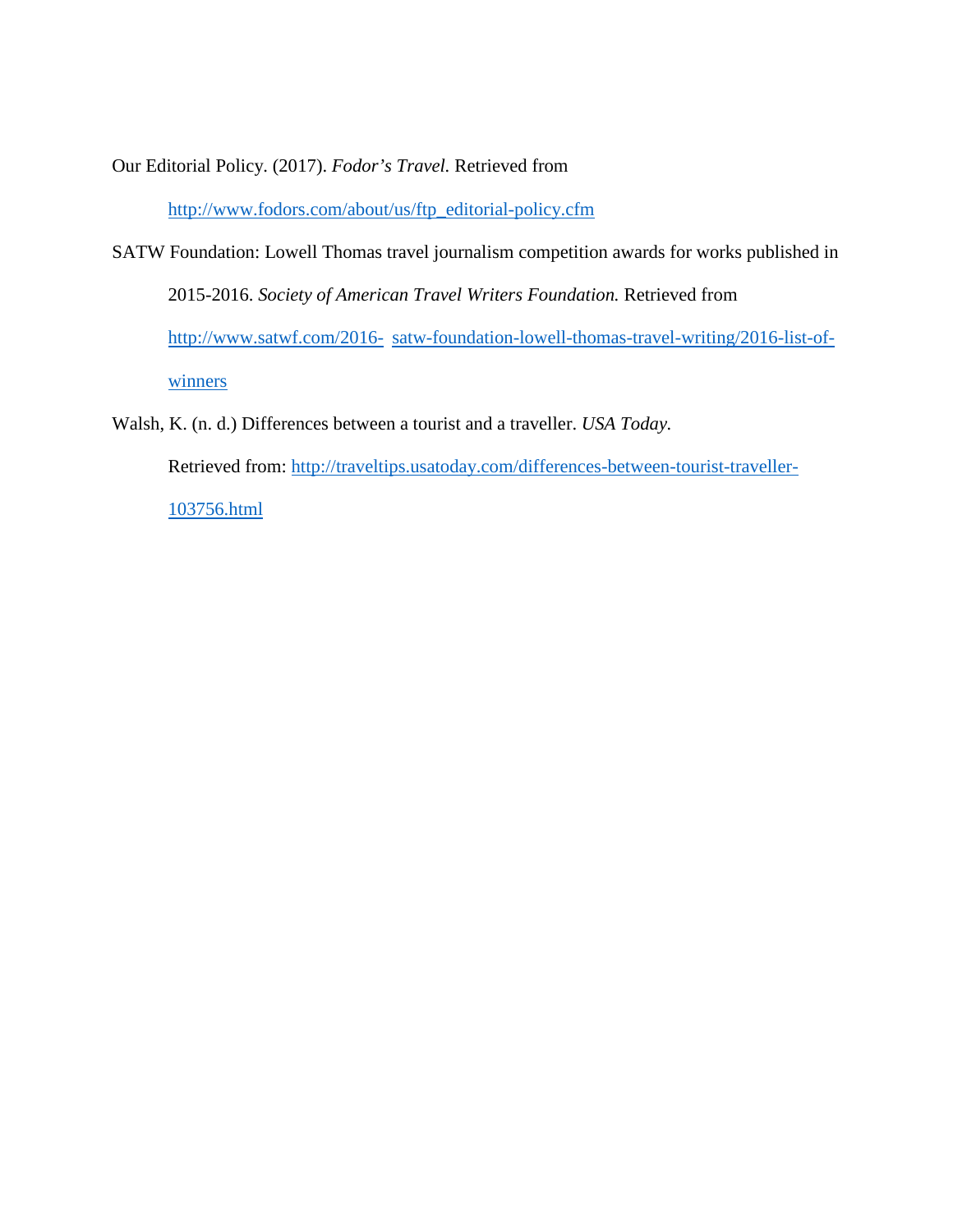Our Editorial Policy. (2017). *Fodor's Travel.* Retrieved from http://www.fodors.com/about/us/ftp_editorial-policy.cfm

SATW Foundation: Lowell Thomas travel journalism competition awards for works published in 2015-2016. *Society of American Travel Writers Foundation.* Retrieved from http://www.satwf.com/2016- satw-foundation-lowell-thomas-travel-writing/2016-list-of-winners

Walsh, K. (n. d.) Differences between a tourist and a traveller. *USA Today.* Retrieved from: http://traveltips.usatoday.com/differences-between-tourist-traveller-103756.html